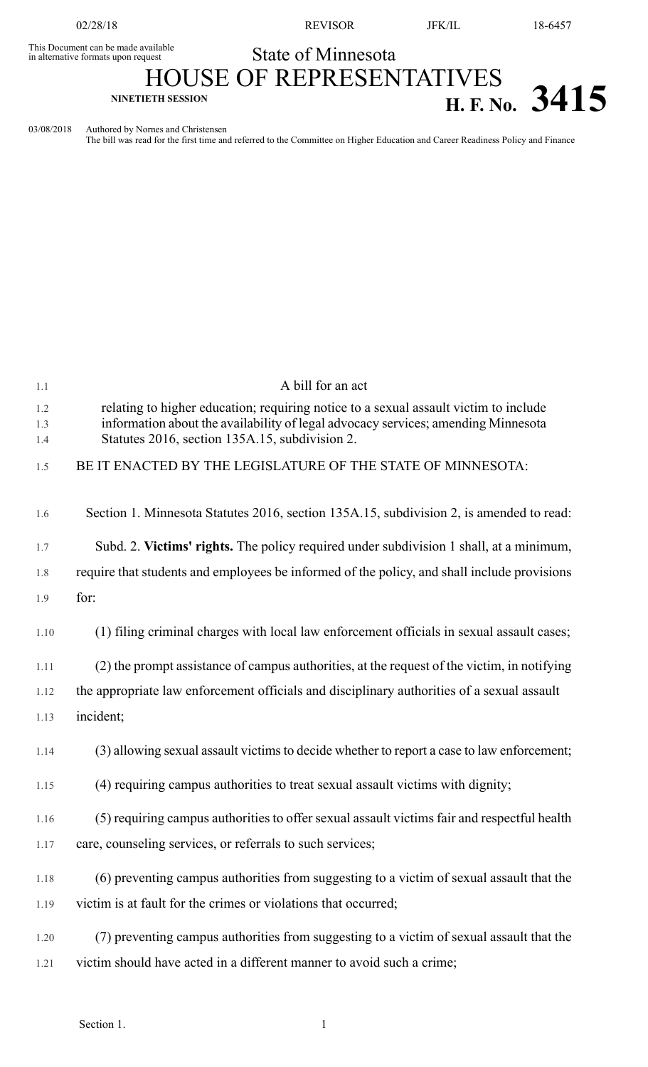This Document can be made available in alternative formats upon request

# State of Minnesota

## HOUSE OF REPRESENTATIVES

**NINETIETH SESSION** **H. F. No. 3415**

03/08/2018 Authored by Nornes and Christensen
The bill was read for the first time and referred to the Committee on Higher Education and Career Readiness Policy and Finance

A bill for an act

relating to higher education; requiring notice to a sexual assault victim to include information about the availability of legal advocacy services; amending Minnesota Statutes 2016, section 135A.15, subdivision 2.

BE IT ENACTED BY THE LEGISLATURE OF THE STATE OF MINNESOTA:

Section 1. Minnesota Statutes 2016, section 135A.15, subdivision 2, is amended to read:

Subd. 2. **Victims' rights.** The policy required under subdivision 1 shall, at a minimum, require that students and employees be informed of the policy, and shall include provisions for:

(1) filing criminal charges with local law enforcement officials in sexual assault cases;

(2) the prompt assistance of campus authorities, at the request of the victim, in notifying the appropriate law enforcement officials and disciplinary authorities of a sexual assault incident;

(3) allowing sexual assault victims to decide whether to report a case to law enforcement;

(4) requiring campus authorities to treat sexual assault victims with dignity;

(5) requiring campus authorities to offer sexual assault victims fair and respectful health care, counseling services, or referrals to such services;

(6) preventing campus authorities from suggesting to a victim of sexual assault that the victim is at fault for the crimes or violations that occurred;

(7) preventing campus authorities from suggesting to a victim of sexual assault that the victim should have acted in a different manner to avoid such a crime;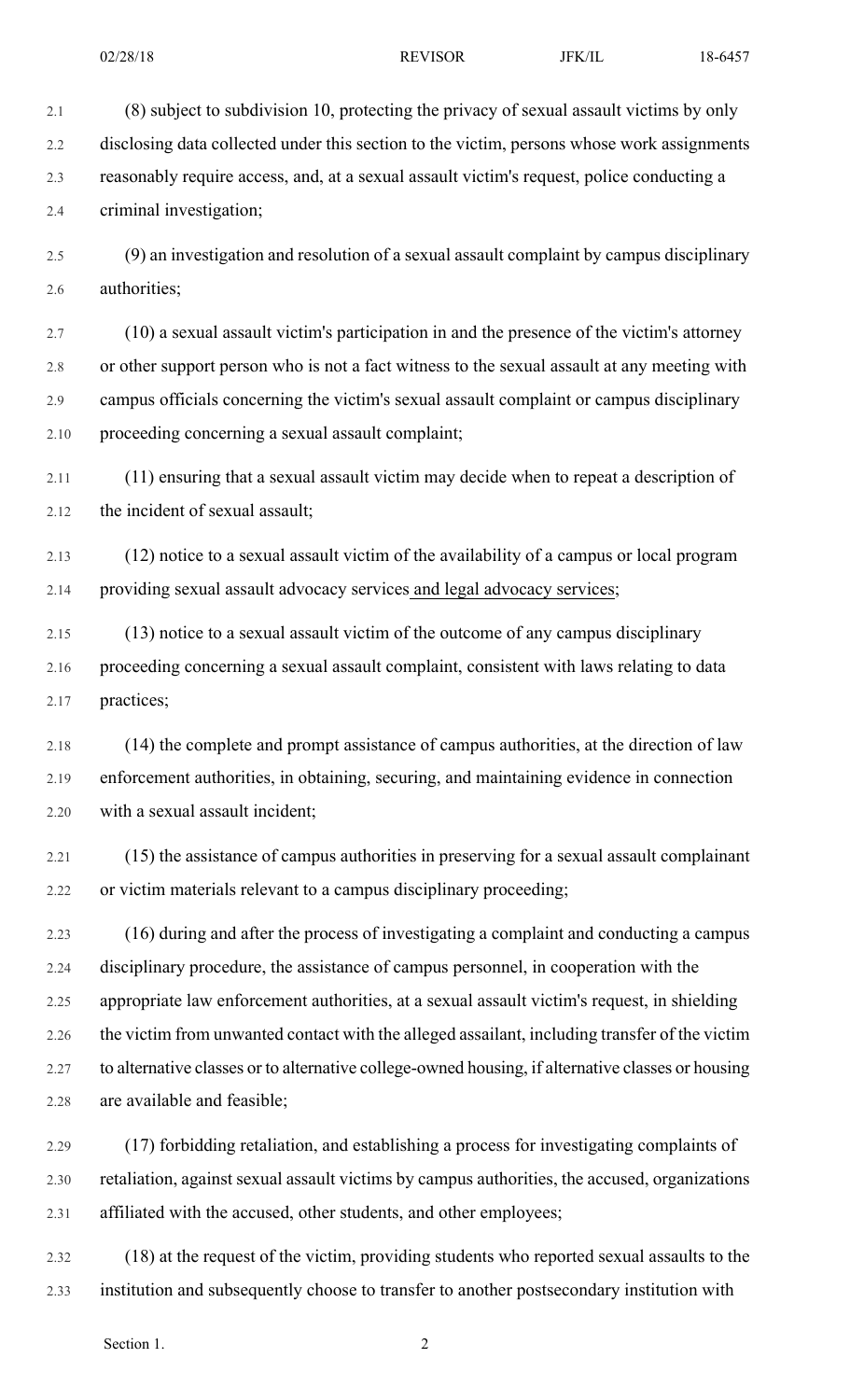(8) subject to subdivision 10, protecting the privacy of sexual assault victims by only disclosing data collected under this section to the victim, persons whose work assignments reasonably require access, and, at a sexual assault victim's request, police conducting a criminal investigation;

(9) an investigation and resolution of a sexual assault complaint by campus disciplinary authorities;

(10) a sexual assault victim's participation in and the presence of the victim's attorney or other support person who is not a fact witness to the sexual assault at any meeting with campus officials concerning the victim's sexual assault complaint or campus disciplinary proceeding concerning a sexual assault complaint;

(11) ensuring that a sexual assault victim may decide when to repeat a description of the incident of sexual assault;

(12) notice to a sexual assault victim of the availability of a campus or local program providing sexual assault advocacy services and legal advocacy services;

(13) notice to a sexual assault victim of the outcome of any campus disciplinary proceeding concerning a sexual assault complaint, consistent with laws relating to data practices;

(14) the complete and prompt assistance of campus authorities, at the direction of law enforcement authorities, in obtaining, securing, and maintaining evidence in connection with a sexual assault incident;

(15) the assistance of campus authorities in preserving for a sexual assault complainant or victim materials relevant to a campus disciplinary proceeding;

(16) during and after the process of investigating a complaint and conducting a campus disciplinary procedure, the assistance of campus personnel, in cooperation with the appropriate law enforcement authorities, at a sexual assault victim's request, in shielding the victim from unwanted contact with the alleged assailant, including transfer of the victim to alternative classes or to alternative college-owned housing, if alternative classes or housing are available and feasible;

(17) forbidding retaliation, and establishing a process for investigating complaints of retaliation, against sexual assault victims by campus authorities, the accused, organizations affiliated with the accused, other students, and other employees;

(18) at the request of the victim, providing students who reported sexual assaults to the institution and subsequently choose to transfer to another postsecondary institution with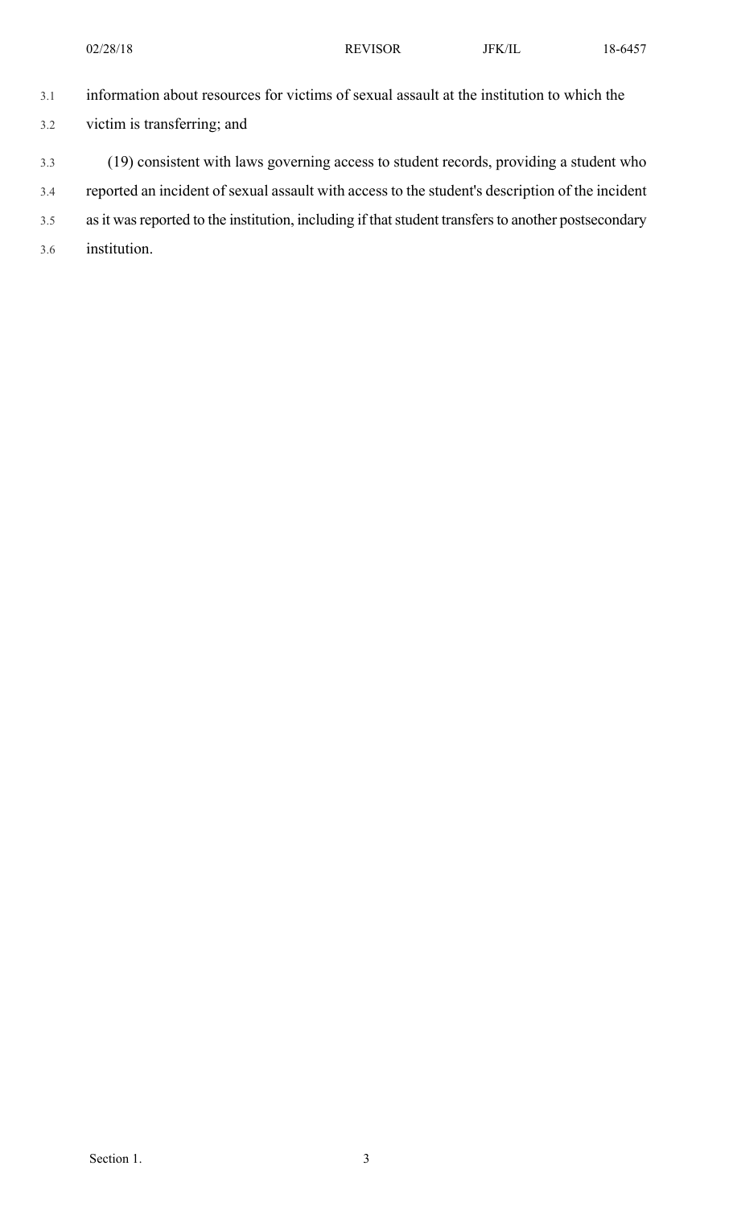information about resources for victims of sexual assault at the institution to which the victim is transferring; and

(19) consistent with laws governing access to student records, providing a student who reported an incident of sexual assault with access to the student's description of the incident as it was reported to the institution, including if that student transfers to another postsecondary institution.